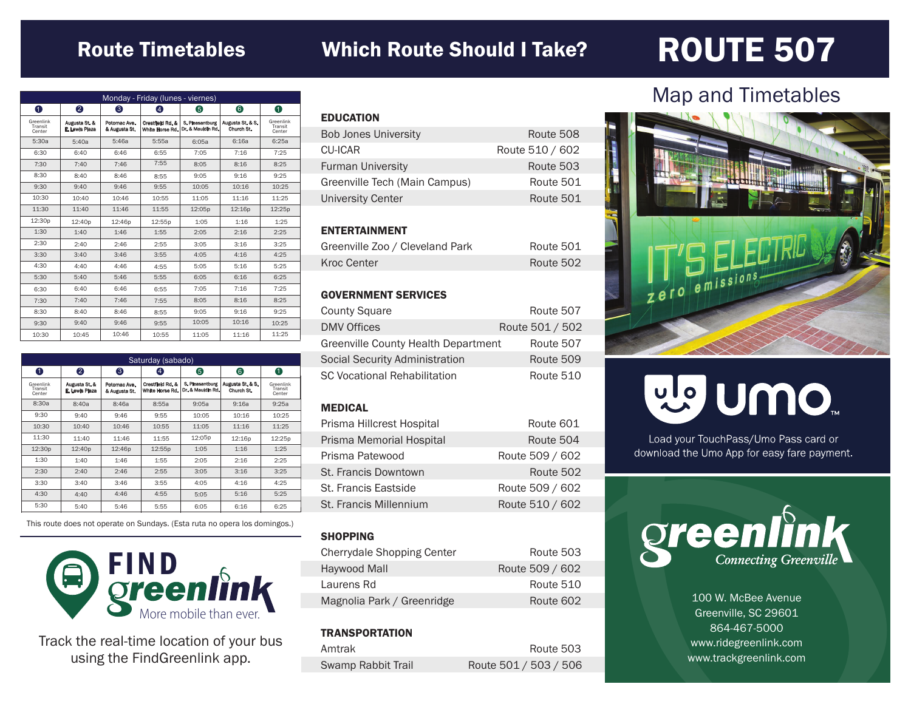# Route Timetables

# Which Route Should I Take?

# ROUTE 507

## Map and Timetables

| Monday - Friday (lunes - viernes) | | | | | | |
|---|---|---|---|---|---|---|
| 1 | 2 | 3 | 4 | 5 | 6 | 1 |
| Greenlink Transit Center | Augusta St. & E. Lewis Plaza | Potomac Ave. & Augusta St. | Crestfield Rd. & White Horse Rd. | S. Pleasantburg Dr. & Mauldin Rd. | Augusta St. & S. Church St. | Greenlink Transit Center |
| 5:30a | 5:40a | 5:46a | 5:55a | 6:05a | 6:16a | 6:25a |
| 6:30 | 6:40 | 6:46 | 6:55 | 7:05 | 7:16 | 7:25 |
| 7:30 | 7:40 | 7:46 | 7:55 | 8:05 | 8:16 | 8:25 |
| 8:30 | 8:40 | 8:46 | 8:55 | 9:05 | 9:16 | 9:25 |
| 9:30 | 9:40 | 9:46 | 9:55 | 10:05 | 10:16 | 10:25 |
| 10:30 | 10:40 | 10:46 | 10:55 | 11:05 | 11:16 | 11:25 |
| 11:30 | 11:40 | 11:46 | 11:55 | 12:05p | 12:16p | 12:25p |
| 12:30p | 12:40p | 12:46p | 12:55p | 1:05 | 1:16 | 1:25 |
| 1:30 | 1:40 | 1:46 | 1:55 | 2:05 | 2:16 | 2:25 |
| 2:30 | 2:40 | 2:46 | 2:55 | 3:05 | 3:16 | 3:25 |
| 3:30 | 3:40 | 3:46 | 3:55 | 4:05 | 4:16 | 4:25 |
| 4:30 | 4:40 | 4:46 | 4:55 | 5:05 | 5:16 | 5:25 |
| 5:30 | 5:40 | 5:46 | 5:55 | 6:05 | 6:16 | 6:25 |
| 6:30 | 6:40 | 6:46 | 6:55 | 7:05 | 7:16 | 7:25 |
| 7:30 | 7:40 | 7:46 | 7:55 | 8:05 | 8:16 | 8:25 |
| 8:30 | 8:40 | 8:46 | 8:55 | 9:05 | 9:16 | 9:25 |
| 9:30 | 9:40 | 9:46 | 9:55 | 10:05 | 10:16 | 10:25 |
| 10:30 | 10:45 | 10:46 | 10:55 | 11:05 | 11:16 | 11:25 |

| Saturday (sabado) | | | | | | |
|---|---|---|---|---|---|---|
| 1 | 2 | 3 | 4 | 5 | 6 | 1 |
| Greenlink Transit Center | Augusta St. & E. Lewis Plaza | Potomac Ave. & Augusta St. | Crestfield Rd. & White Horse Rd. | S. Pleasantburg Dr. & Mauldin Rd. | Augusta St. & S. Church St. | Greenlink Transit Center |
| 8:30a | 8:40a | 8:46a | 8:55a | 9:05a | 9:16a | 9:25a |
| 9:30 | 9:40 | 9:46 | 9:55 | 10:05 | 10:16 | 10:25 |
| 10:30 | 10:40 | 10:46 | 10:55 | 11:05 | 11:16 | 11:25 |
| 11:30 | 11:40 | 11:46 | 11:55 | 12:05p | 12:16p | 12:25p |
| 12:30p | 12:40p | 12:46p | 12:55p | 1:05 | 1:16 | 1:25 |
| 1:30 | 1:40 | 1:46 | 1:55 | 2:05 | 2:16 | 2:25 |
| 2:30 | 2:40 | 2:46 | 2:55 | 3:05 | 3:16 | 3:25 |
| 3:30 | 3:40 | 3:46 | 3:55 | 4:05 | 4:16 | 4:25 |
| 4:30 | 4:40 | 4:46 | 4:55 | 5:05 | 5:16 | 5:25 |
| 5:30 | 5:40 | 5:46 | 5:55 | 6:05 | 6:16 | 6:25 |

This route does not operate on Sundays. (Esta ruta no opera los domingos.)

**FIND greenlink** More mobile than ever.

Track the real-time location of your bus using the FindGreenlink app.

### EDUCATION

| | |
|---|---|
| Bob Jones University | Route 508 |
| CU-ICAR | Route 510 / 602 |
| Furman University | Route 503 |
| Greenville Tech (Main Campus) | Route 501 |
| University Center | Route 501 |

### ENTERTAINMENT

| | |
|---|---|
| Greenville Zoo / Cleveland Park | Route 501 |
| Kroc Center | Route 502 |

### GOVERNMENT SERVICES

| | |
|---|---|
| County Square | Route 507 |
| DMV Offices | Route 501 / 502 |
| Greenville County Health Department | Route 507 |
| Social Security Administration | Route 509 |
| SC Vocational Rehabilitation | Route 510 |

### MEDICAL

| | |
|---|---|
| Prisma Hillcrest Hospital | Route 601 |
| Prisma Memorial Hospital | Route 504 |
| Prisma Patewood | Route 509 / 602 |
| St. Francis Downtown | Route 502 |
| St. Francis Eastside | Route 509 / 602 |
| St. Francis Millennium | Route 510 / 602 |

### SHOPPING

| | |
|---|---|
| Cherrydale Shopping Center | Route 503 |
| Haywood Mall | Route 509 / 602 |
| Laurens Rd | Route 510 |
| Magnolia Park / Greenridge | Route 602 |

### TRANSPORTATION

| | |
|---|---|
| Amtrak | Route 503 |
| Swamp Rabbit Trail | Route 501 / 503 / 506 |

IT'S ELECTRIC zero emissions

**umo**

Load your TouchPass/Umo Pass card or download the Umo App for easy fare payment.

**greenlink** Connecting Greenville

100 W. McBee Avenue
Greenville, SC 29601
864-467-5000
www.ridegreenlink.com
www.trackgreenlink.com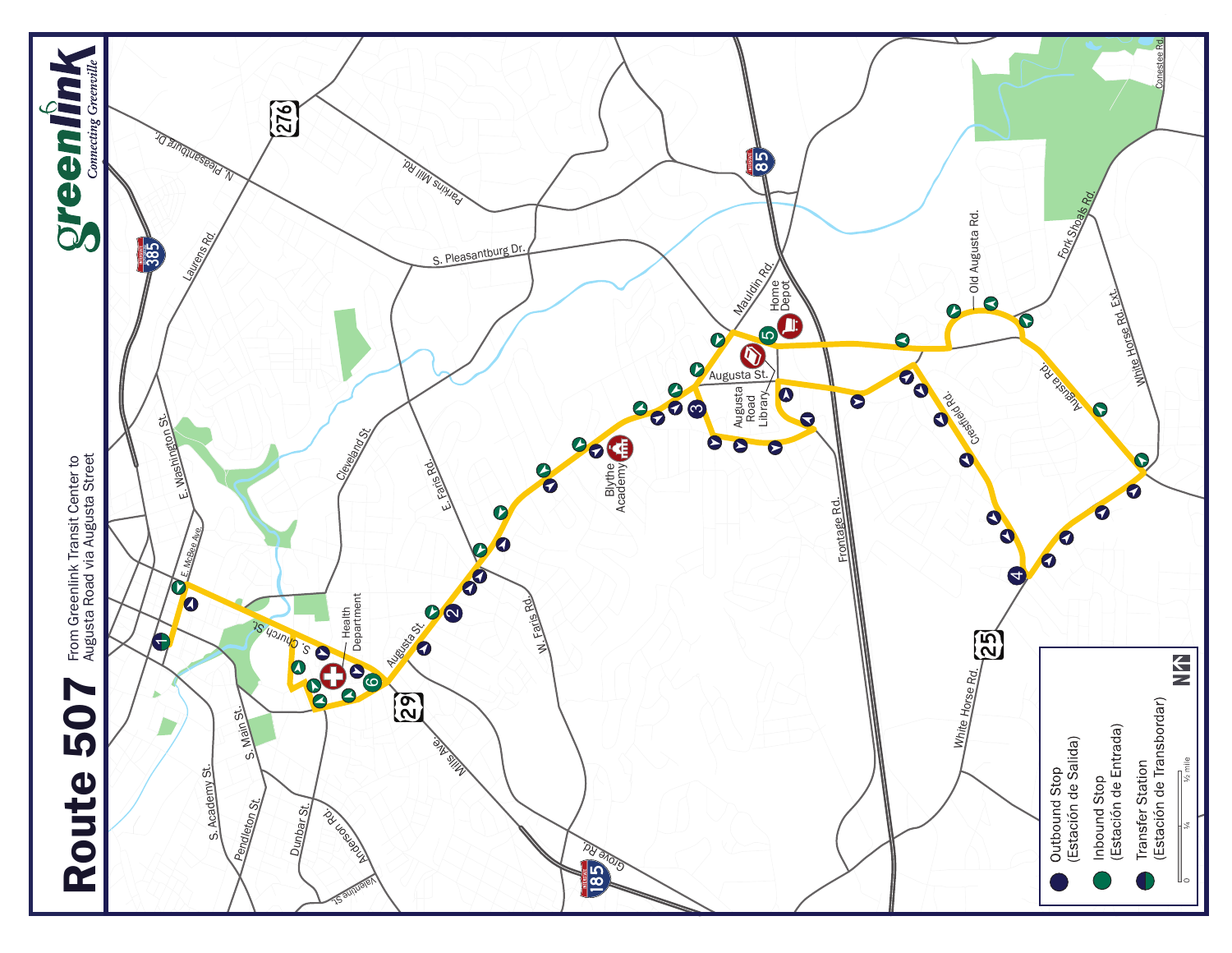# Route 507

From Greenlink Transit Center to Augusta Road via Augusta Street

greenlink
Connecting Greenville

Outbound Stop (Estación de Salida)

Inbound Stop (Estación de Entrada)

Transfer Station (Estación de Transbordar)

0 ¼ ½ mile

N

Health Department

Blythe Academy

Augusta Road Library

Home Depot

Augusta St.

Augusta Rd.

S. Church St.

E. McBee Ave.

E. Washington St.

Laurens Rd.

N. Pleasantburg Dr.

S. Pleasantburg Dr.

Parkins Mill Rd.

Cleveland St.

E. Faris Rd.

W. Faris Rd.

Mauldin Rd.

Frontage Rd.

Crestfield Rd.

Old Augusta Rd.

Fork Shoals Rd.

White Horse Rd. Ext.

White Horse Rd.

Conestee Rd.

Mills Ave.

Grove Rd.

Anderson Rd.

Valentine St.

Dunbar St.

Pendleton St.

S. Academy St.

S. Main St.

276

385

85

29

25

185

1 2 3 4 5 6